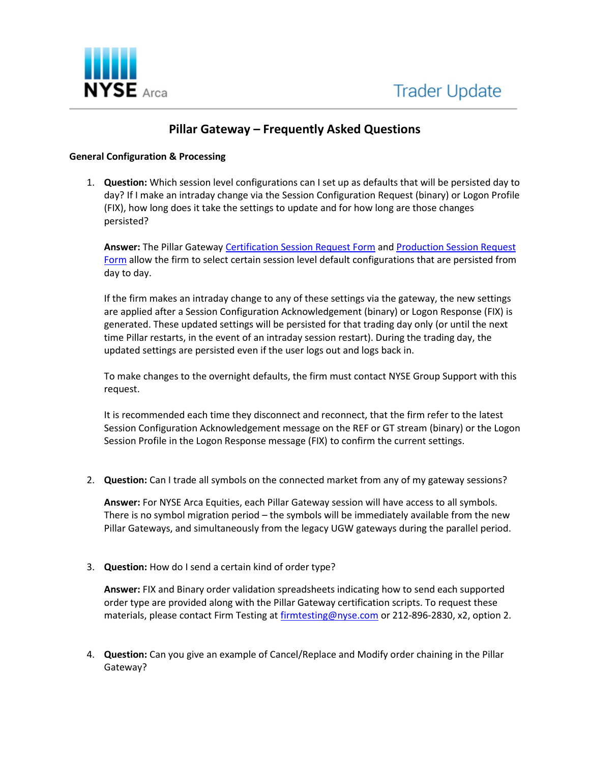NYSE Arca

Trader Update

# Pillar Gateway – Frequently Asked Questions

**General Configuration & Processing**

1. **Question:** Which session level configurations can I set up as defaults that will be persisted day to day? If I make an intraday change via the Session Configuration Request (binary) or Logon Profile (FIX), how long does it take the settings to update and for how long are those changes persisted?

   **Answer:** The Pillar Gateway Certification Session Request Form and Production Session Request Form allow the firm to select certain session level default configurations that are persisted from day to day.

   If the firm makes an intraday change to any of these settings via the gateway, the new settings are applied after a Session Configuration Acknowledgement (binary) or Logon Response (FIX) is generated. These updated settings will be persisted for that trading day only (or until the next time Pillar restarts, in the event of an intraday session restart). During the trading day, the updated settings are persisted even if the user logs out and logs back in.

   To make changes to the overnight defaults, the firm must contact NYSE Group Support with this request.

   It is recommended each time they disconnect and reconnect, that the firm refer to the latest Session Configuration Acknowledgement message on the REF or GT stream (binary) or the Logon Session Profile in the Logon Response message (FIX) to confirm the current settings.

2. **Question:** Can I trade all symbols on the connected market from any of my gateway sessions?

   **Answer:** For NYSE Arca Equities, each Pillar Gateway session will have access to all symbols. There is no symbol migration period – the symbols will be immediately available from the new Pillar Gateways, and simultaneously from the legacy UGW gateways during the parallel period.

3. **Question:** How do I send a certain kind of order type?

   **Answer:** FIX and Binary order validation spreadsheets indicating how to send each supported order type are provided along with the Pillar Gateway certification scripts. To request these materials, please contact Firm Testing at firmtesting@nyse.com or 212-896-2830, x2, option 2.

4. **Question:** Can you give an example of Cancel/Replace and Modify order chaining in the Pillar Gateway?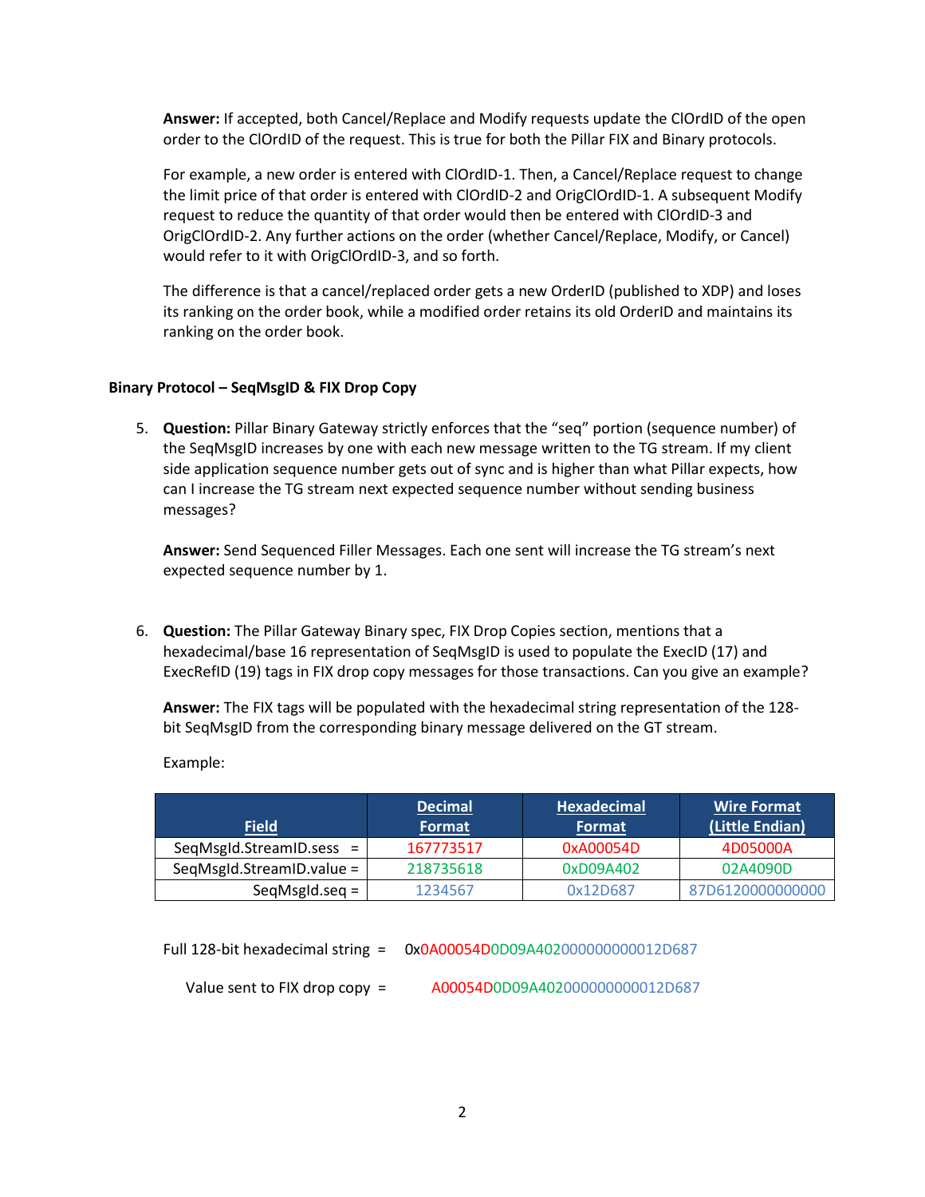**Answer:** If accepted, both Cancel/Replace and Modify requests update the ClOrdID of the open order to the ClOrdID of the request. This is true for both the Pillar FIX and Binary protocols.

For example, a new order is entered with ClOrdID-1. Then, a Cancel/Replace request to change the limit price of that order is entered with ClOrdID-2 and OrigClOrdID-1. A subsequent Modify request to reduce the quantity of that order would then be entered with ClOrdID-3 and OrigClOrdID-2. Any further actions on the order (whether Cancel/Replace, Modify, or Cancel) would refer to it with OrigClOrdID-3, and so forth.

The difference is that a cancel/replaced order gets a new OrderID (published to XDP) and loses its ranking on the order book, while a modified order retains its old OrderID and maintains its ranking on the order book.

**Binary Protocol – SeqMsgID & FIX Drop Copy**

5. **Question:** Pillar Binary Gateway strictly enforces that the "seq" portion (sequence number) of the SeqMsgID increases by one with each new message written to the TG stream. If my client side application sequence number gets out of sync and is higher than what Pillar expects, how can I increase the TG stream next expected sequence number without sending business messages?

   **Answer:** Send Sequenced Filler Messages. Each one sent will increase the TG stream's next expected sequence number by 1.

6. **Question:** The Pillar Gateway Binary spec, FIX Drop Copies section, mentions that a hexadecimal/base 16 representation of SeqMsgID is used to populate the ExecID (17) and ExecRefID (19) tags in FIX drop copy messages for those transactions. Can you give an example?

   **Answer:** The FIX tags will be populated with the hexadecimal string representation of the 128-bit SeqMsgID from the corresponding binary message delivered on the GT stream.

   Example:

| Field | Decimal Format | Hexadecimal Format | Wire Format (Little Endian) |
|---|---|---|---|
| SeqMsgId.StreamID.sess = | 167773517 | 0xA00054D | 4D05000A |
| SeqMsgId.StreamID.value = | 218735618 | 0xD09A402 | 02A4090D |
| SeqMsgId.seq = | 1234567 | 0x12D687 | 87D6120000000000 |

   Full 128-bit hexadecimal string = 0x0A00054D0D09A402000000000012D687

   Value sent to FIX drop copy = A00054D0D09A402000000000012D687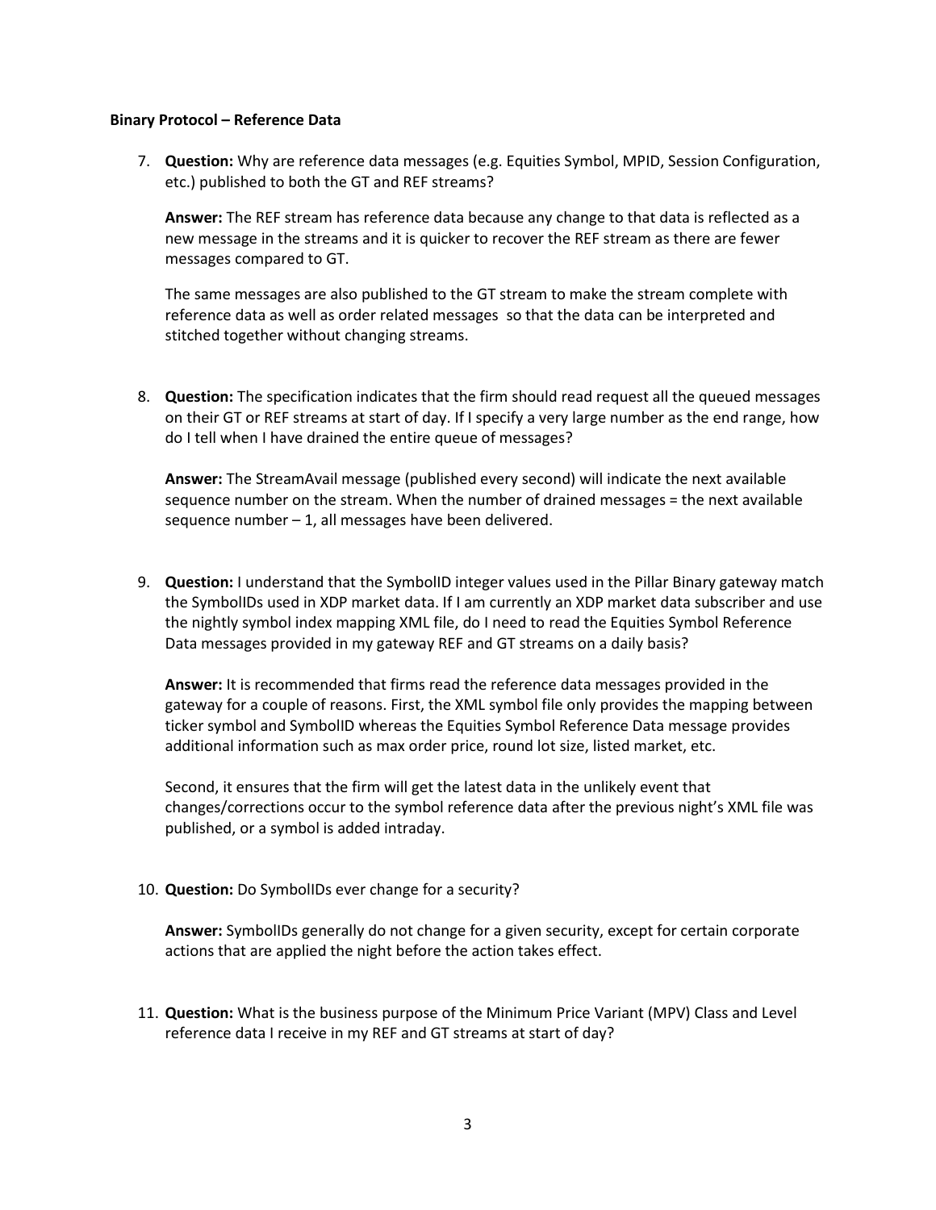**Binary Protocol – Reference Data**

7. **Question:** Why are reference data messages (e.g. Equities Symbol, MPID, Session Configuration, etc.) published to both the GT and REF streams?

   **Answer:** The REF stream has reference data because any change to that data is reflected as a new message in the streams and it is quicker to recover the REF stream as there are fewer messages compared to GT.

   The same messages are also published to the GT stream to make the stream complete with reference data as well as order related messages so that the data can be interpreted and stitched together without changing streams.

8. **Question:** The specification indicates that the firm should read request all the queued messages on their GT or REF streams at start of day. If I specify a very large number as the end range, how do I tell when I have drained the entire queue of messages?

   **Answer:** The StreamAvail message (published every second) will indicate the next available sequence number on the stream. When the number of drained messages = the next available sequence number – 1, all messages have been delivered.

9. **Question:** I understand that the SymbolID integer values used in the Pillar Binary gateway match the SymbolIDs used in XDP market data. If I am currently an XDP market data subscriber and use the nightly symbol index mapping XML file, do I need to read the Equities Symbol Reference Data messages provided in my gateway REF and GT streams on a daily basis?

   **Answer:** It is recommended that firms read the reference data messages provided in the gateway for a couple of reasons. First, the XML symbol file only provides the mapping between ticker symbol and SymbolID whereas the Equities Symbol Reference Data message provides additional information such as max order price, round lot size, listed market, etc.

   Second, it ensures that the firm will get the latest data in the unlikely event that changes/corrections occur to the symbol reference data after the previous night's XML file was published, or a symbol is added intraday.

10. **Question:** Do SymbolIDs ever change for a security?

    **Answer:** SymbolIDs generally do not change for a given security, except for certain corporate actions that are applied the night before the action takes effect.

11. **Question:** What is the business purpose of the Minimum Price Variant (MPV) Class and Level reference data I receive in my REF and GT streams at start of day?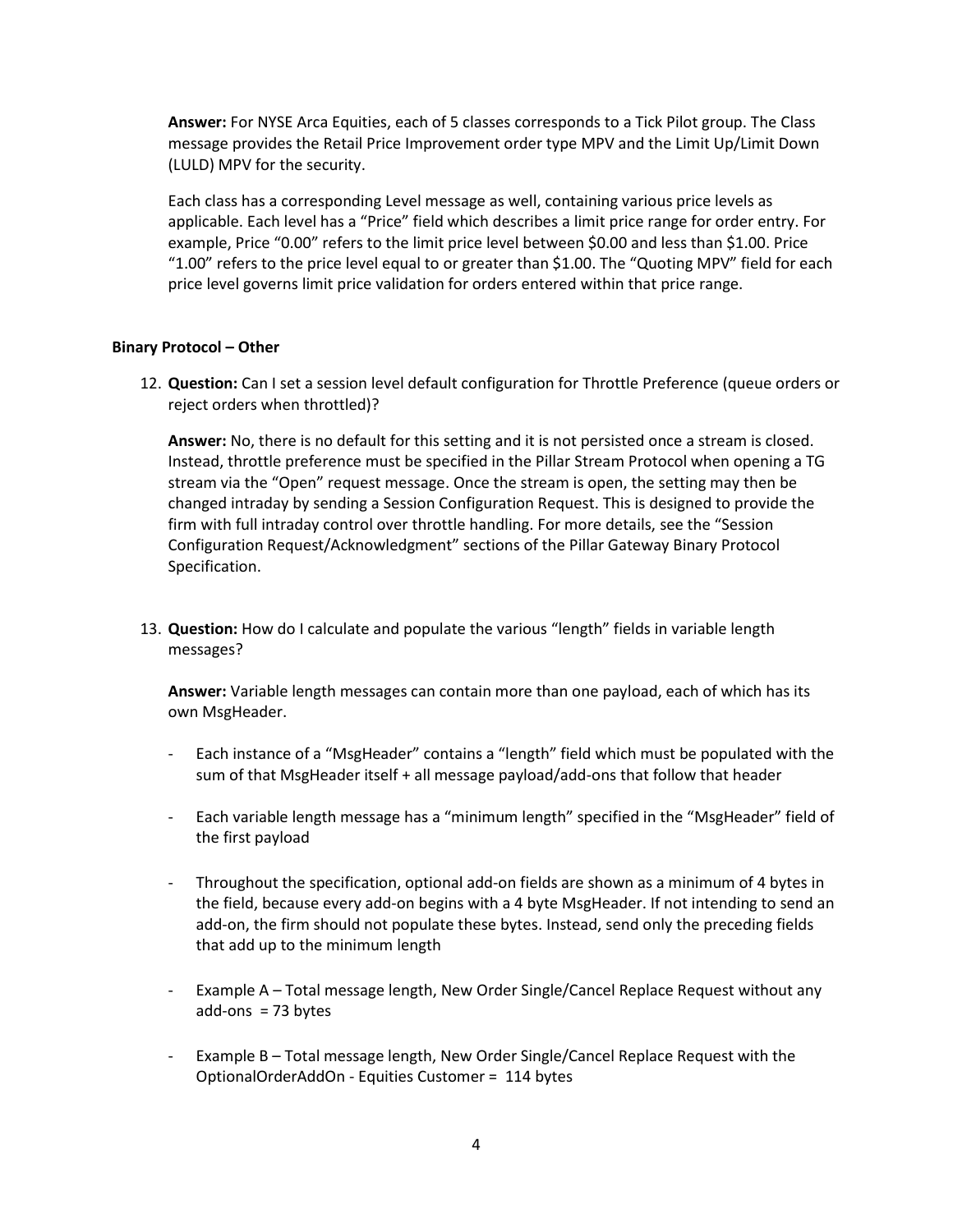**Answer:** For NYSE Arca Equities, each of 5 classes corresponds to a Tick Pilot group. The Class message provides the Retail Price Improvement order type MPV and the Limit Up/Limit Down (LULD) MPV for the security.

Each class has a corresponding Level message as well, containing various price levels as applicable. Each level has a "Price" field which describes a limit price range for order entry. For example, Price "0.00" refers to the limit price level between $0.00 and less than $1.00. Price "1.00" refers to the price level equal to or greater than $1.00. The "Quoting MPV" field for each price level governs limit price validation for orders entered within that price range.

**Binary Protocol – Other**

12. **Question:** Can I set a session level default configuration for Throttle Preference (queue orders or reject orders when throttled)?

    **Answer:** No, there is no default for this setting and it is not persisted once a stream is closed. Instead, throttle preference must be specified in the Pillar Stream Protocol when opening a TG stream via the "Open" request message. Once the stream is open, the setting may then be changed intraday by sending a Session Configuration Request. This is designed to provide the firm with full intraday control over throttle handling. For more details, see the "Session Configuration Request/Acknowledgment" sections of the Pillar Gateway Binary Protocol Specification.

13. **Question:** How do I calculate and populate the various "length" fields in variable length messages?

    **Answer:** Variable length messages can contain more than one payload, each of which has its own MsgHeader.

    - Each instance of a "MsgHeader" contains a "length" field which must be populated with the sum of that MsgHeader itself + all message payload/add-ons that follow that header
    - Each variable length message has a "minimum length" specified in the "MsgHeader" field of the first payload
    - Throughout the specification, optional add-on fields are shown as a minimum of 4 bytes in the field, because every add-on begins with a 4 byte MsgHeader. If not intending to send an add-on, the firm should not populate these bytes. Instead, send only the preceding fields that add up to the minimum length
    - Example A – Total message length, New Order Single/Cancel Replace Request without any add-ons = 73 bytes
    - Example B – Total message length, New Order Single/Cancel Replace Request with the OptionalOrderAddOn - Equities Customer = 114 bytes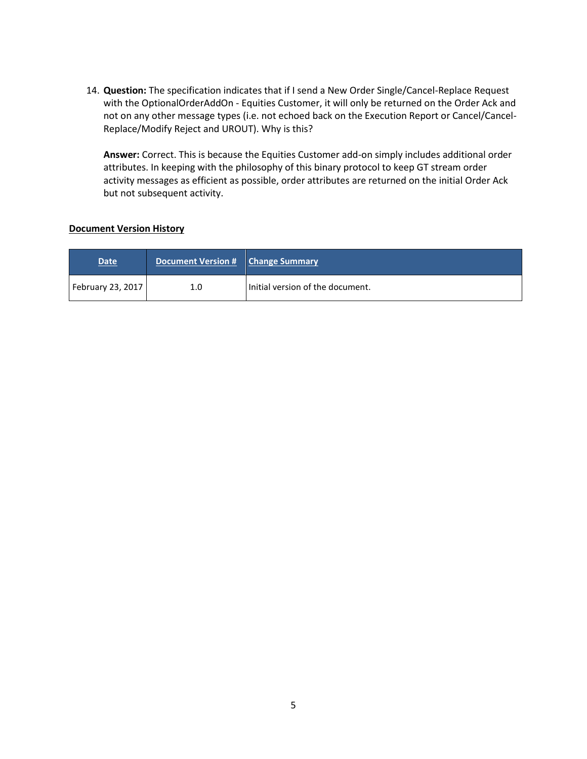14. **Question:** The specification indicates that if I send a New Order Single/Cancel-Replace Request with the OptionalOrderAddOn - Equities Customer, it will only be returned on the Order Ack and not on any other message types (i.e. not echoed back on the Execution Report or Cancel/Cancel-Replace/Modify Reject and UROUT). Why is this?

    **Answer:** Correct. This is because the Equities Customer add-on simply includes additional order attributes. In keeping with the philosophy of this binary protocol to keep GT stream order activity messages as efficient as possible, order attributes are returned on the initial Order Ack but not subsequent activity.

**Document Version History**

| Date | Document Version # | Change Summary |
|---|---|---|
| February 23, 2017 | 1.0 | Initial version of the document. |